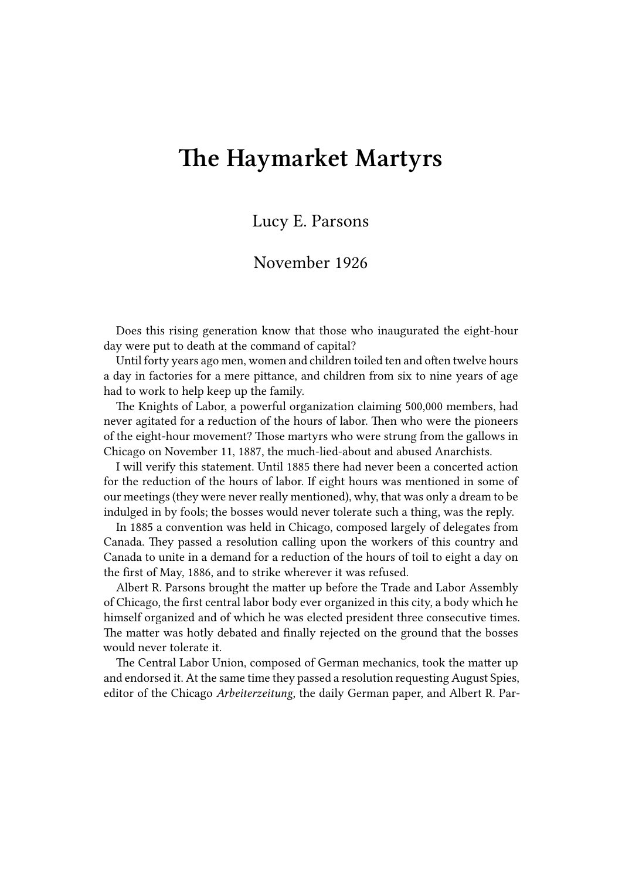# The Haymarket Martyrs

Lucy E. Parsons

November 1926

Does this rising generation know that those who inaugurated the eight-hour day were put to death at the command of capital?

Until forty years ago men, women and children toiled ten and often twelve hours a day in factories for a mere pittance, and children from six to nine years of age had to work to help keep up the family.

The Knights of Labor, a powerful organization claiming 500,000 members, had never agitated for a reduction of the hours of labor. Then who were the pioneers of the eight-hour movement? Those martyrs who were strung from the gallows in Chicago on November 11, 1887, the much-lied-about and abused Anarchists.

I will verify this statement. Until 1885 there had never been a concerted action for the reduction of the hours of labor. If eight hours was mentioned in some of our meetings (they were never really mentioned), why, that was only a dream to be indulged in by fools; the bosses would never tolerate such a thing, was the reply.

In 1885 a convention was held in Chicago, composed largely of delegates from Canada. They passed a resolution calling upon the workers of this country and Canada to unite in a demand for a reduction of the hours of toil to eight a day on the first of May, 1886, and to strike wherever it was refused.

Albert R. Parsons brought the matter up before the Trade and Labor Assembly of Chicago, the first central labor body ever organized in this city, a body which he himself organized and of which he was elected president three consecutive times. The matter was hotly debated and finally rejected on the ground that the bosses would never tolerate it.

The Central Labor Union, composed of German mechanics, took the matter up and endorsed it. At the same time they passed a resolution requesting August Spies, editor of the Chicago *Arbeiterzeitung*, the daily German paper, and Albert R. Par-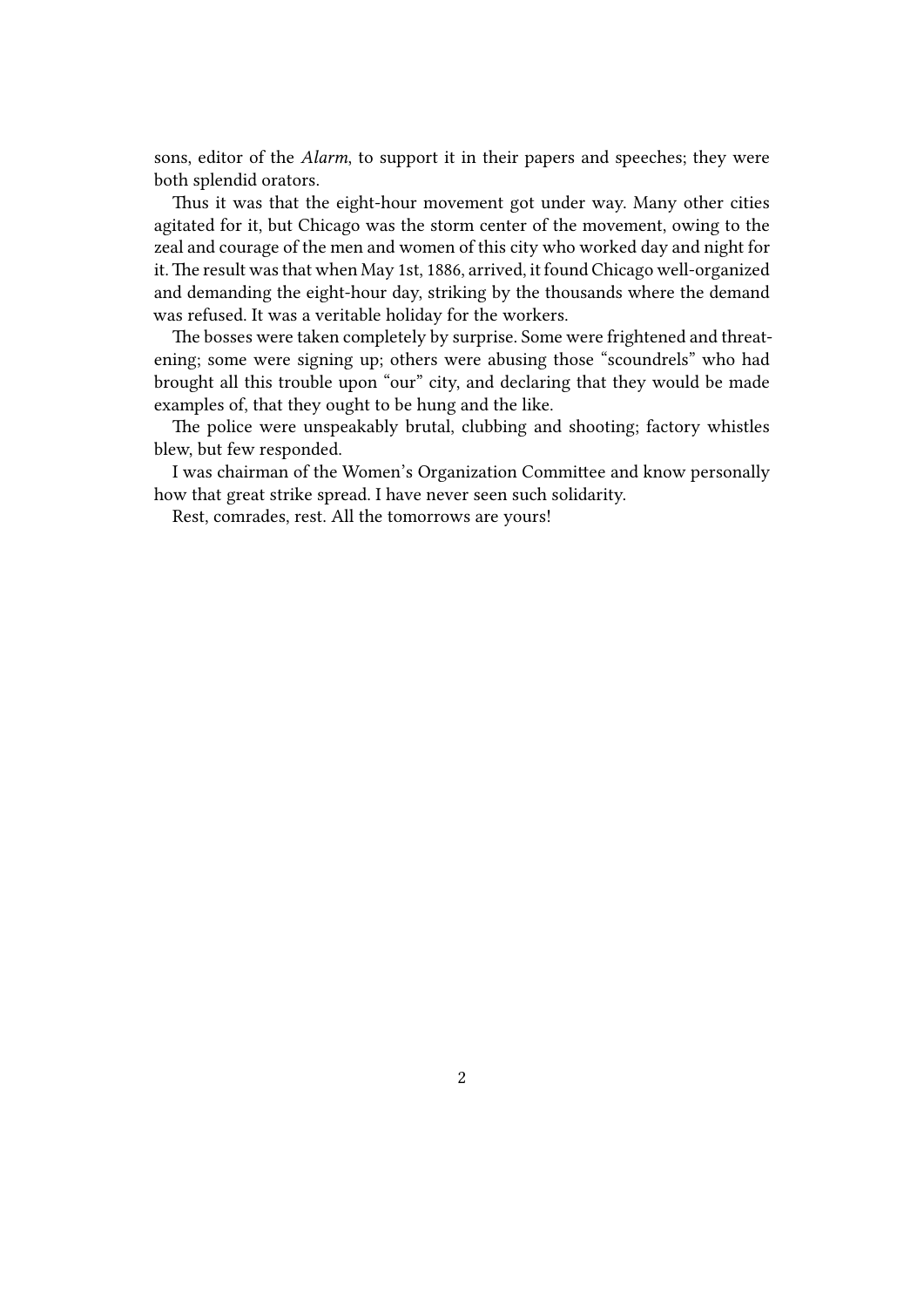sons, editor of the *Alarm*, to support it in their papers and speeches; they were both splendid orators.

Thus it was that the eight-hour movement got under way. Many other cities agitated for it, but Chicago was the storm center of the movement, owing to the zeal and courage of the men and women of this city who worked day and night for it. The result was that when May 1st, 1886, arrived, it found Chicago well-organized and demanding the eight-hour day, striking by the thousands where the demand was refused. It was a veritable holiday for the workers.

The bosses were taken completely by surprise. Some were frightened and threatening; some were signing up; others were abusing those "scoundrels" who had brought all this trouble upon "our" city, and declaring that they would be made examples of, that they ought to be hung and the like.

The police were unspeakably brutal, clubbing and shooting; factory whistles blew, but few responded.

I was chairman of the Women's Organization Committee and know personally how that great strike spread. I have never seen such solidarity.

Rest, comrades, rest. All the tomorrows are yours!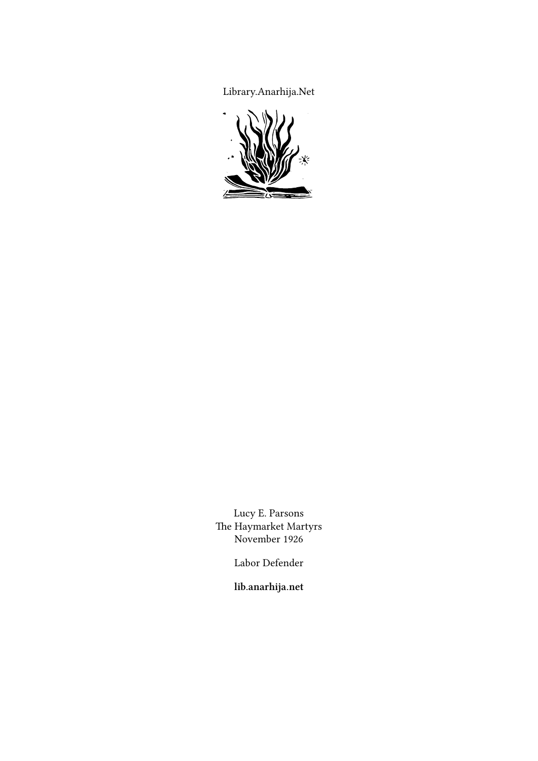Library.Anarhija.Net

Lucy E. Parsons
The Haymarket Martyrs
November 1926

Labor Defender

**lib.anarhija.net**